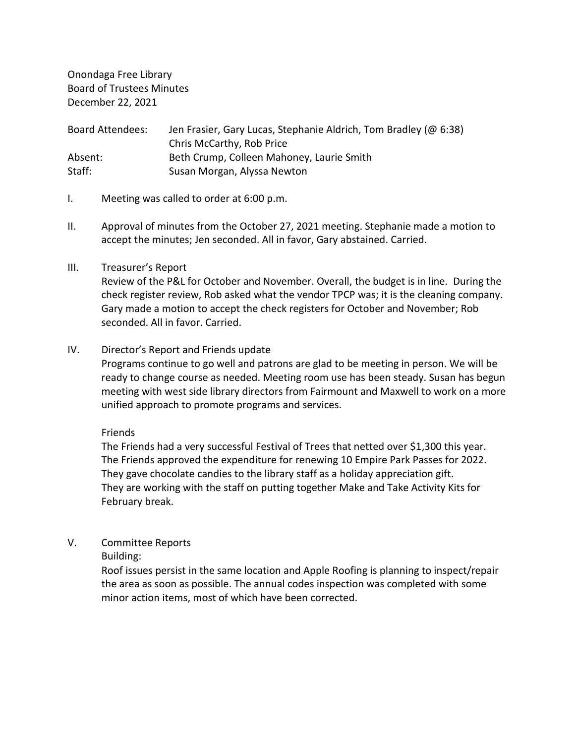Onondaga Free Library
Board of Trustees Minutes
December 22, 2021

Board Attendees: Jen Frasier, Gary Lucas, Stephanie Aldrich, Tom Bradley (@ 6:38) Chris McCarthy, Rob Price
Absent: Beth Crump, Colleen Mahoney, Laurie Smith
Staff: Susan Morgan, Alyssa Newton

I. Meeting was called to order at 6:00 p.m.

II. Approval of minutes from the October 27, 2021 meeting. Stephanie made a motion to accept the minutes; Jen seconded. All in favor, Gary abstained. Carried.

III. Treasurer's Report
Review of the P&L for October and November. Overall, the budget is in line. During the check register review, Rob asked what the vendor TPCP was; it is the cleaning company. Gary made a motion to accept the check registers for October and November; Rob seconded. All in favor. Carried.

IV. Director's Report and Friends update
Programs continue to go well and patrons are glad to be meeting in person. We will be ready to change course as needed. Meeting room use has been steady. Susan has begun meeting with west side library directors from Fairmount and Maxwell to work on a more unified approach to promote programs and services.

Friends
The Friends had a very successful Festival of Trees that netted over $1,300 this year. The Friends approved the expenditure for renewing 10 Empire Park Passes for 2022. They gave chocolate candies to the library staff as a holiday appreciation gift. They are working with the staff on putting together Make and Take Activity Kits for February break.

V. Committee Reports
Building:
Roof issues persist in the same location and Apple Roofing is planning to inspect/repair the area as soon as possible. The annual codes inspection was completed with some minor action items, most of which have been corrected.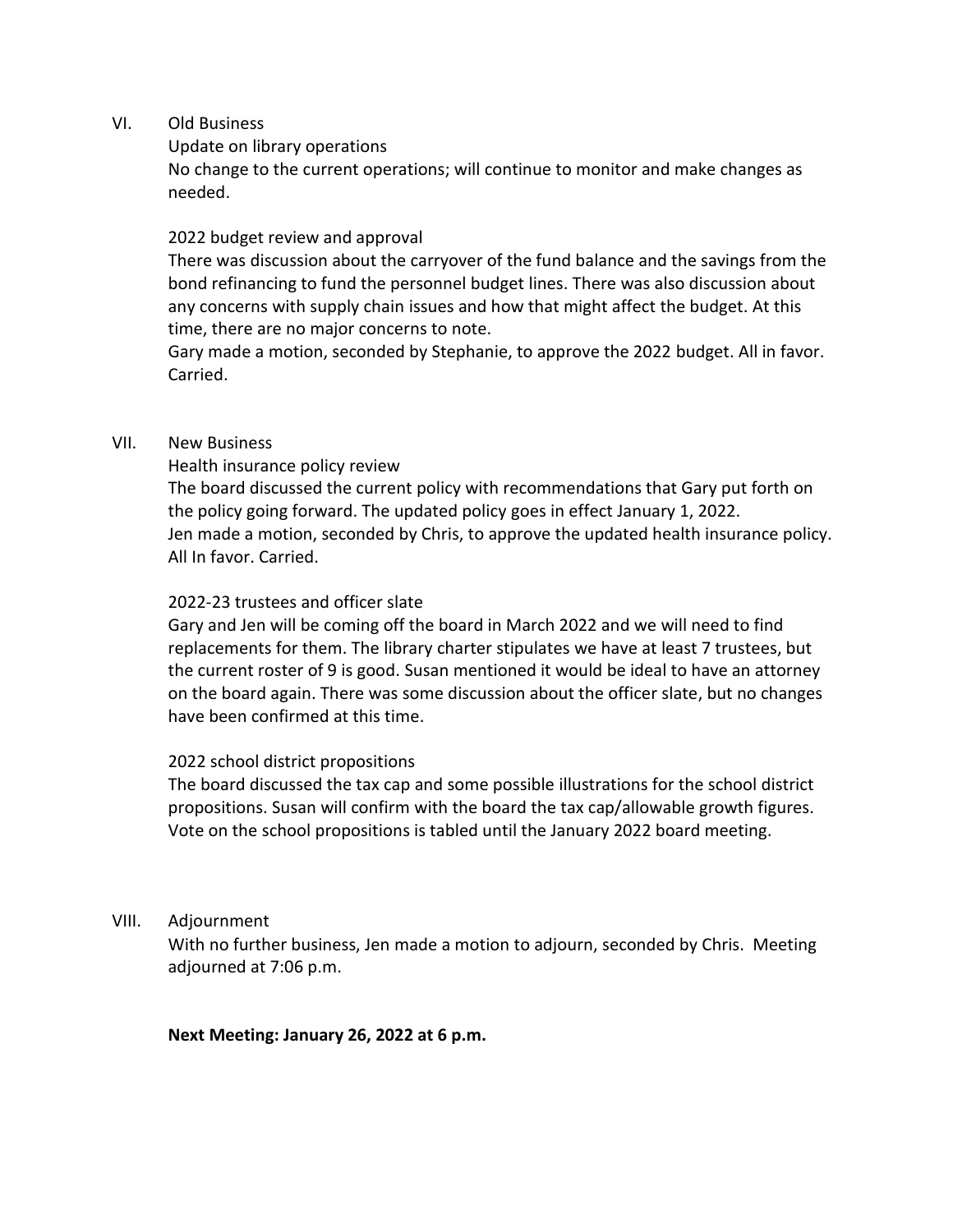## VI. Old Business

Update on library operations

No change to the current operations; will continue to monitor and make changes as needed.

2022 budget review and approval

There was discussion about the carryover of the fund balance and the savings from the bond refinancing to fund the personnel budget lines. There was also discussion about any concerns with supply chain issues and how that might affect the budget. At this time, there are no major concerns to note.

Gary made a motion, seconded by Stephanie, to approve the 2022 budget. All in favor. Carried.

## VII. New Business

Health insurance policy review

The board discussed the current policy with recommendations that Gary put forth on the policy going forward. The updated policy goes in effect January 1, 2022.

Jen made a motion, seconded by Chris, to approve the updated health insurance policy. All In favor. Carried.

2022-23 trustees and officer slate

Gary and Jen will be coming off the board in March 2022 and we will need to find replacements for them. The library charter stipulates we have at least 7 trustees, but the current roster of 9 is good. Susan mentioned it would be ideal to have an attorney on the board again. There was some discussion about the officer slate, but no changes have been confirmed at this time.

2022 school district propositions

The board discussed the tax cap and some possible illustrations for the school district propositions. Susan will confirm with the board the tax cap/allowable growth figures. Vote on the school propositions is tabled until the January 2022 board meeting.

## VIII. Adjournment

With no further business, Jen made a motion to adjourn, seconded by Chris. Meeting adjourned at 7:06 p.m.

**Next Meeting: January 26, 2022 at 6 p.m.**